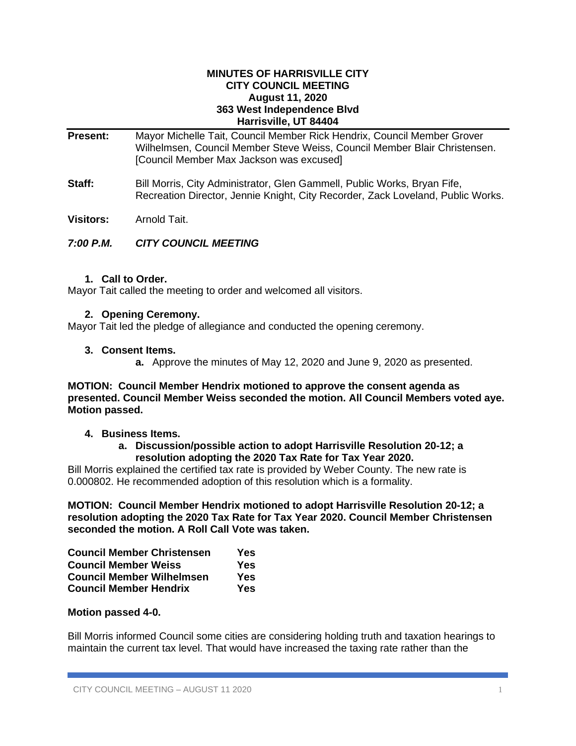**MINUTES OF HARRISVILLE CITY**
**CITY COUNCIL MEETING**
**August 11, 2020**
**363 West Independence Blvd**
**Harrisville, UT 84404**

**Present:** Mayor Michelle Tait, Council Member Rick Hendrix, Council Member Grover Wilhelmsen, Council Member Steve Weiss, Council Member Blair Christensen. [Council Member Max Jackson was excused]

**Staff:** Bill Morris, City Administrator, Glen Gammell, Public Works, Bryan Fife, Recreation Director, Jennie Knight, City Recorder, Zack Loveland, Public Works.

**Visitors:** Arnold Tait.

## *7:00 P.M. CITY COUNCIL MEETING*

### 1. Call to Order.

Mayor Tait called the meeting to order and welcomed all visitors.

### 2. Opening Ceremony.

Mayor Tait led the pledge of allegiance and conducted the opening ceremony.

### 3. Consent Items.

**a.** Approve the minutes of May 12, 2020 and June 9, 2020 as presented.

**MOTION: Council Member Hendrix motioned to approve the consent agenda as presented. Council Member Weiss seconded the motion. All Council Members voted aye. Motion passed.**

### 4. Business Items.

**a. Discussion/possible action to adopt Harrisville Resolution 20-12; a resolution adopting the 2020 Tax Rate for Tax Year 2020.**

Bill Morris explained the certified tax rate is provided by Weber County. The new rate is 0.000802. He recommended adoption of this resolution which is a formality.

**MOTION: Council Member Hendrix motioned to adopt Harrisville Resolution 20-12; a resolution adopting the 2020 Tax Rate for Tax Year 2020. Council Member Christensen seconded the motion. A Roll Call Vote was taken.**

| | |
|---|---|
| **Council Member Christensen** | **Yes** |
| **Council Member Weiss** | **Yes** |
| **Council Member Wilhelmsen** | **Yes** |
| **Council Member Hendrix** | **Yes** |

**Motion passed 4-0.**

Bill Morris informed Council some cities are considering holding truth and taxation hearings to maintain the current tax level. That would have increased the taxing rate rather than the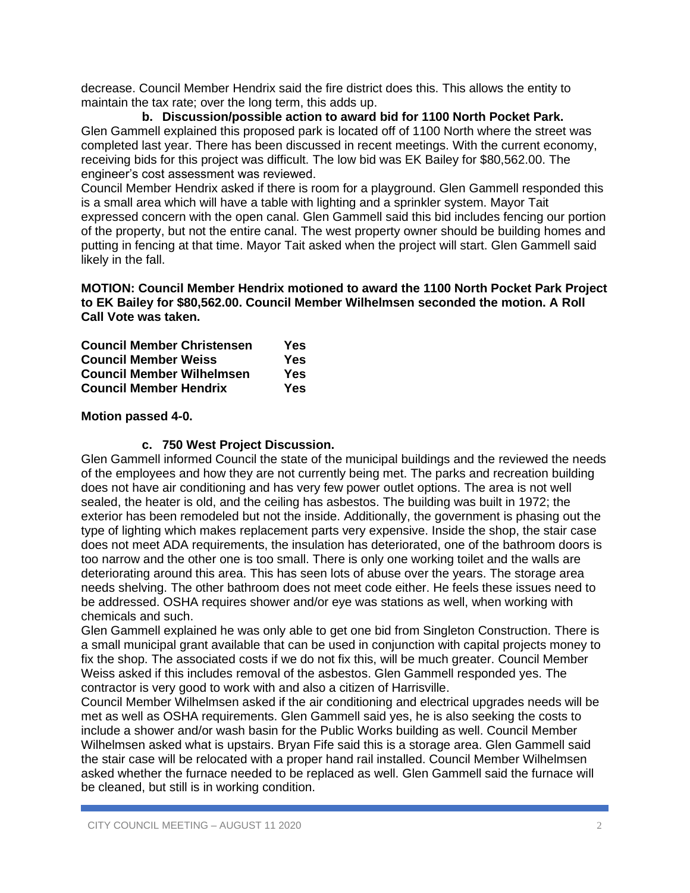decrease. Council Member Hendrix said the fire district does this. This allows the entity to maintain the tax rate; over the long term, this adds up.

**b. Discussion/possible action to award bid for 1100 North Pocket Park.**

Glen Gammell explained this proposed park is located off of 1100 North where the street was completed last year. There has been discussed in recent meetings. With the current economy, receiving bids for this project was difficult. The low bid was EK Bailey for $80,562.00. The engineer's cost assessment was reviewed.

Council Member Hendrix asked if there is room for a playground. Glen Gammell responded this is a small area which will have a table with lighting and a sprinkler system. Mayor Tait expressed concern with the open canal. Glen Gammell said this bid includes fencing our portion of the property, but not the entire canal. The west property owner should be building homes and putting in fencing at that time. Mayor Tait asked when the project will start. Glen Gammell said likely in the fall.

**MOTION: Council Member Hendrix motioned to award the 1100 North Pocket Park Project to EK Bailey for $80,562.00. Council Member Wilhelmsen seconded the motion. A Roll Call Vote was taken.**

| | |
|---|---|
| **Council Member Christensen** | **Yes** |
| **Council Member Weiss** | **Yes** |
| **Council Member Wilhelmsen** | **Yes** |
| **Council Member Hendrix** | **Yes** |

**Motion passed 4-0.**

**c. 750 West Project Discussion.**

Glen Gammell informed Council the state of the municipal buildings and the reviewed the needs of the employees and how they are not currently being met. The parks and recreation building does not have air conditioning and has very few power outlet options. The area is not well sealed, the heater is old, and the ceiling has asbestos. The building was built in 1972; the exterior has been remodeled but not the inside. Additionally, the government is phasing out the type of lighting which makes replacement parts very expensive. Inside the shop, the stair case does not meet ADA requirements, the insulation has deteriorated, one of the bathroom doors is too narrow and the other one is too small. There is only one working toilet and the walls are deteriorating around this area. This has seen lots of abuse over the years. The storage area needs shelving. The other bathroom does not meet code either. He feels these issues need to be addressed. OSHA requires shower and/or eye was stations as well, when working with chemicals and such.

Glen Gammell explained he was only able to get one bid from Singleton Construction. There is a small municipal grant available that can be used in conjunction with capital projects money to fix the shop. The associated costs if we do not fix this, will be much greater. Council Member Weiss asked if this includes removal of the asbestos. Glen Gammell responded yes. The contractor is very good to work with and also a citizen of Harrisville.

Council Member Wilhelmsen asked if the air conditioning and electrical upgrades needs will be met as well as OSHA requirements. Glen Gammell said yes, he is also seeking the costs to include a shower and/or wash basin for the Public Works building as well. Council Member Wilhelmsen asked what is upstairs. Bryan Fife said this is a storage area. Glen Gammell said the stair case will be relocated with a proper hand rail installed. Council Member Wilhelmsen asked whether the furnace needed to be replaced as well. Glen Gammell said the furnace will be cleaned, but still is in working condition.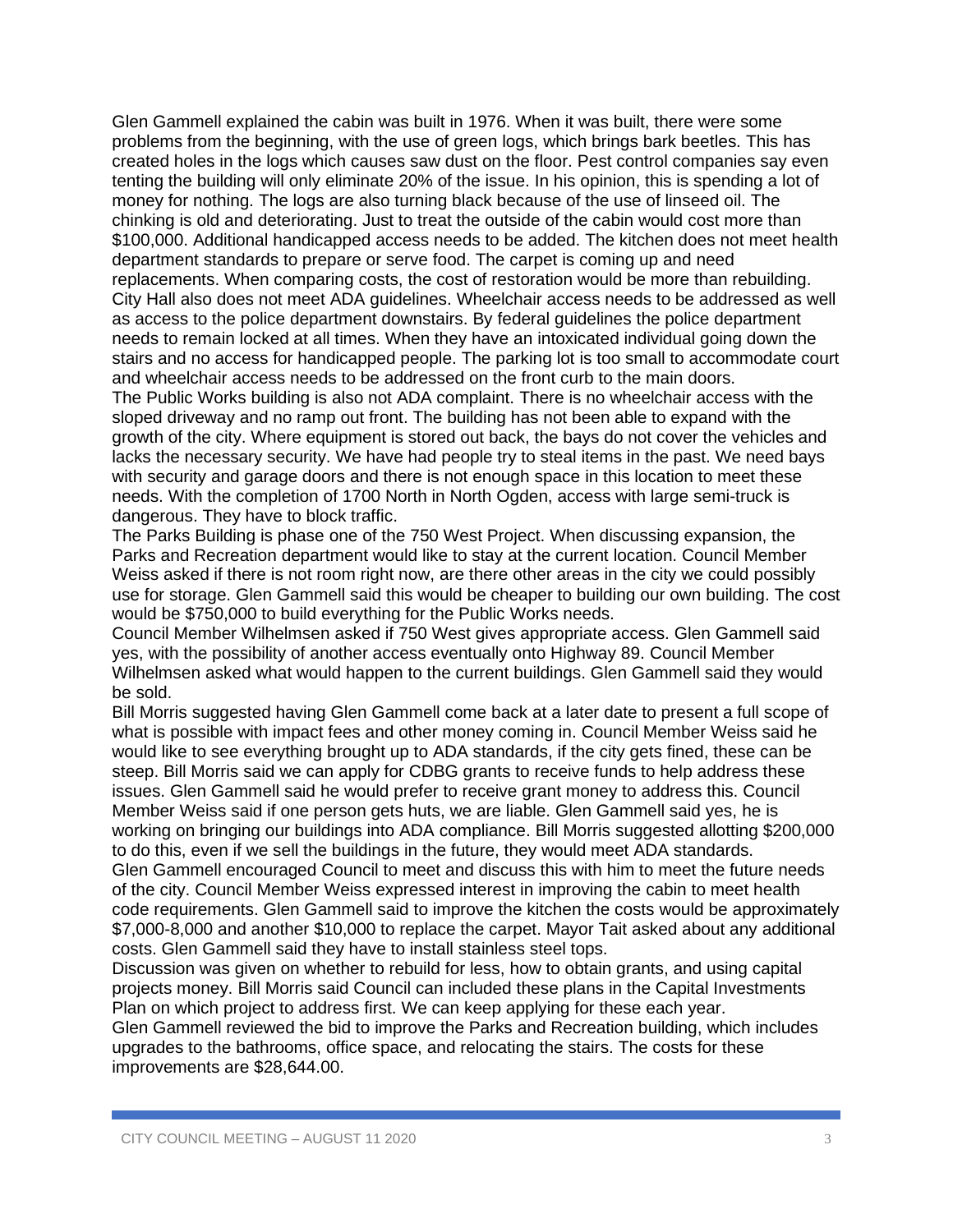Glen Gammell explained the cabin was built in 1976. When it was built, there were some problems from the beginning, with the use of green logs, which brings bark beetles. This has created holes in the logs which causes saw dust on the floor. Pest control companies say even tenting the building will only eliminate 20% of the issue. In his opinion, this is spending a lot of money for nothing. The logs are also turning black because of the use of linseed oil. The chinking is old and deteriorating. Just to treat the outside of the cabin would cost more than $100,000. Additional handicapped access needs to be added. The kitchen does not meet health department standards to prepare or serve food. The carpet is coming up and need replacements. When comparing costs, the cost of restoration would be more than rebuilding. City Hall also does not meet ADA guidelines. Wheelchair access needs to be addressed as well as access to the police department downstairs. By federal guidelines the police department needs to remain locked at all times. When they have an intoxicated individual going down the stairs and no access for handicapped people. The parking lot is too small to accommodate court and wheelchair access needs to be addressed on the front curb to the main doors.

The Public Works building is also not ADA complaint. There is no wheelchair access with the sloped driveway and no ramp out front. The building has not been able to expand with the growth of the city. Where equipment is stored out back, the bays do not cover the vehicles and lacks the necessary security. We have had people try to steal items in the past. We need bays with security and garage doors and there is not enough space in this location to meet these needs. With the completion of 1700 North in North Ogden, access with large semi-truck is dangerous. They have to block traffic.

The Parks Building is phase one of the 750 West Project. When discussing expansion, the Parks and Recreation department would like to stay at the current location. Council Member Weiss asked if there is not room right now, are there other areas in the city we could possibly use for storage. Glen Gammell said this would be cheaper to building our own building. The cost would be $750,000 to build everything for the Public Works needs.

Council Member Wilhelmsen asked if 750 West gives appropriate access. Glen Gammell said yes, with the possibility of another access eventually onto Highway 89. Council Member Wilhelmsen asked what would happen to the current buildings. Glen Gammell said they would be sold.

Bill Morris suggested having Glen Gammell come back at a later date to present a full scope of what is possible with impact fees and other money coming in. Council Member Weiss said he would like to see everything brought up to ADA standards, if the city gets fined, these can be steep. Bill Morris said we can apply for CDBG grants to receive funds to help address these issues. Glen Gammell said he would prefer to receive grant money to address this. Council Member Weiss said if one person gets huts, we are liable. Glen Gammell said yes, he is working on bringing our buildings into ADA compliance. Bill Morris suggested allotting $200,000 to do this, even if we sell the buildings in the future, they would meet ADA standards.

Glen Gammell encouraged Council to meet and discuss this with him to meet the future needs of the city. Council Member Weiss expressed interest in improving the cabin to meet health code requirements. Glen Gammell said to improve the kitchen the costs would be approximately $7,000-8,000 and another $10,000 to replace the carpet. Mayor Tait asked about any additional costs. Glen Gammell said they have to install stainless steel tops.

Discussion was given on whether to rebuild for less, how to obtain grants, and using capital projects money. Bill Morris said Council can included these plans in the Capital Investments Plan on which project to address first. We can keep applying for these each year.

Glen Gammell reviewed the bid to improve the Parks and Recreation building, which includes upgrades to the bathrooms, office space, and relocating the stairs. The costs for these improvements are $28,644.00.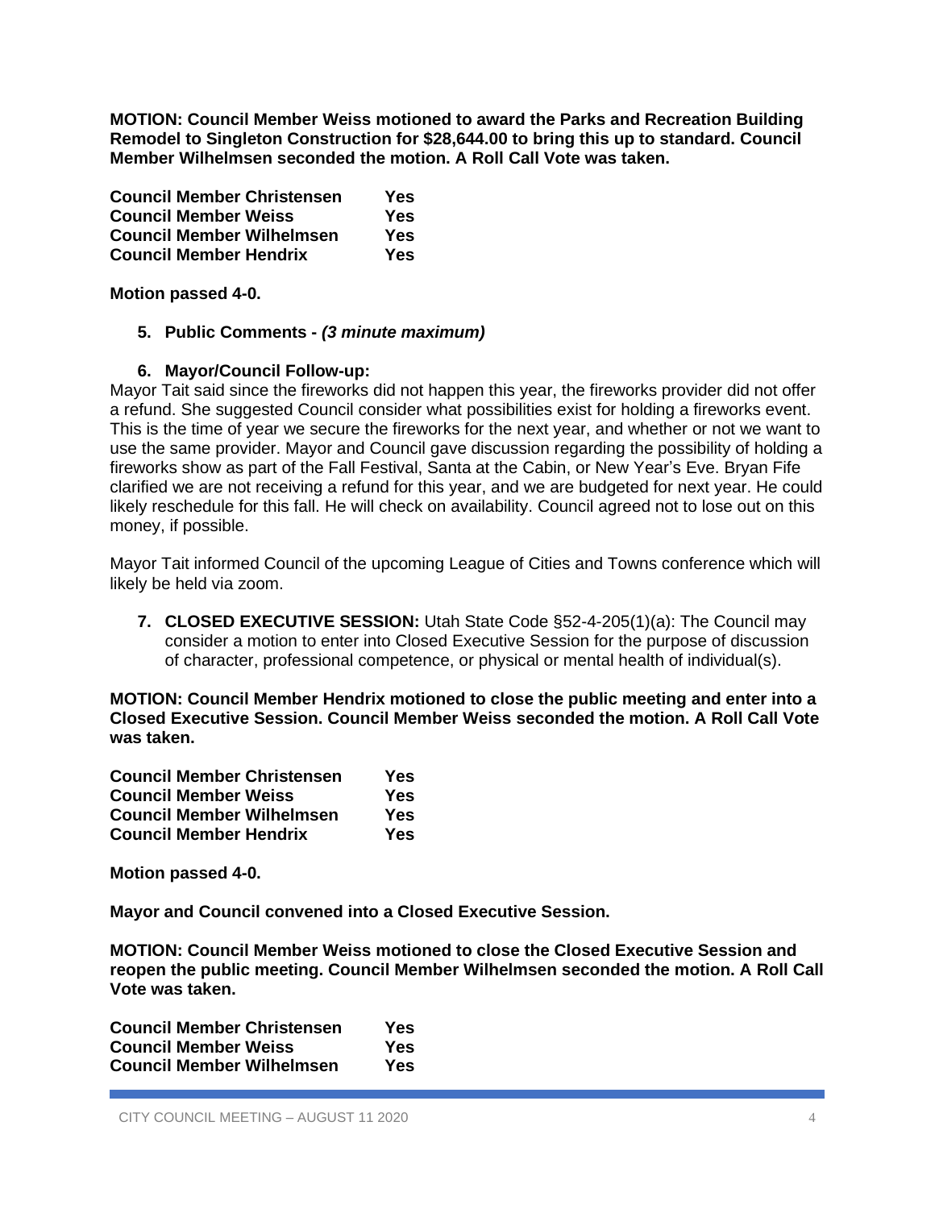**MOTION: Council Member Weiss motioned to award the Parks and Recreation Building Remodel to Singleton Construction for $28,644.00 to bring this up to standard. Council Member Wilhelmsen seconded the motion. A Roll Call Vote was taken.**

| | |
|---|---|
| **Council Member Christensen** | **Yes** |
| **Council Member Weiss** | **Yes** |
| **Council Member Wilhelmsen** | **Yes** |
| **Council Member Hendrix** | **Yes** |

**Motion passed 4-0.**

5. **Public Comments -** ***(3 minute maximum)***

6. **Mayor/Council Follow-up:**

Mayor Tait said since the fireworks did not happen this year, the fireworks provider did not offer a refund. She suggested Council consider what possibilities exist for holding a fireworks event. This is the time of year we secure the fireworks for the next year, and whether or not we want to use the same provider. Mayor and Council gave discussion regarding the possibility of holding a fireworks show as part of the Fall Festival, Santa at the Cabin, or New Year's Eve. Bryan Fife clarified we are not receiving a refund for this year, and we are budgeted for next year. He could likely reschedule for this fall. He will check on availability. Council agreed not to lose out on this money, if possible.

Mayor Tait informed Council of the upcoming League of Cities and Towns conference which will likely be held via zoom.

7. **CLOSED EXECUTIVE SESSION:** Utah State Code §52-4-205(1)(a): The Council may consider a motion to enter into Closed Executive Session for the purpose of discussion of character, professional competence, or physical or mental health of individual(s).

**MOTION: Council Member Hendrix motioned to close the public meeting and enter into a Closed Executive Session. Council Member Weiss seconded the motion. A Roll Call Vote was taken.**

| | |
|---|---|
| **Council Member Christensen** | **Yes** |
| **Council Member Weiss** | **Yes** |
| **Council Member Wilhelmsen** | **Yes** |
| **Council Member Hendrix** | **Yes** |

**Motion passed 4-0.**

**Mayor and Council convened into a Closed Executive Session.**

**MOTION: Council Member Weiss motioned to close the Closed Executive Session and reopen the public meeting. Council Member Wilhelmsen seconded the motion. A Roll Call Vote was taken.**

| | |
|---|---|
| **Council Member Christensen** | **Yes** |
| **Council Member Weiss** | **Yes** |
| **Council Member Wilhelmsen** | **Yes** |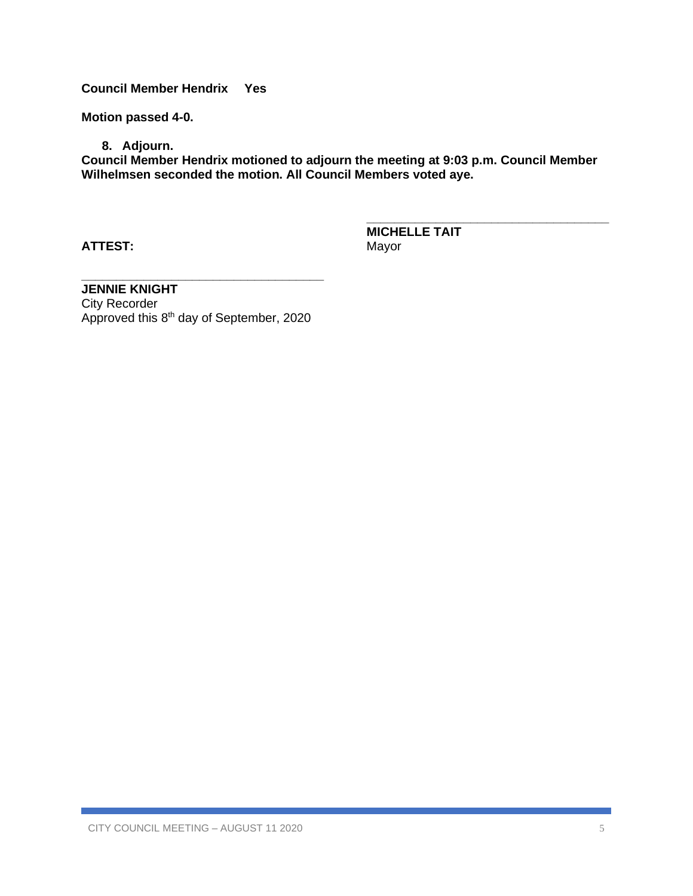**Council Member Hendrix Yes**

**Motion passed 4-0.**

8. **Adjourn.**

**Council Member Hendrix motioned to adjourn the meeting at 9:03 p.m. Council Member Wilhelmsen seconded the motion. All Council Members voted aye.**

\_\_\_\_\_\_\_\_\_\_\_\_\_\_\_\_\_\_\_\_\_\_\_\_\_\_\_\_\_\_\_\_\_\_\_\_

**MICHELLE TAIT**
Mayor

**ATTEST:**

\_\_\_\_\_\_\_\_\_\_\_\_\_\_\_\_\_\_\_\_\_\_\_\_\_\_\_\_\_\_\_\_\_\_\_\_

**JENNIE KNIGHT**
City Recorder
Approved this 8th day of September, 2020